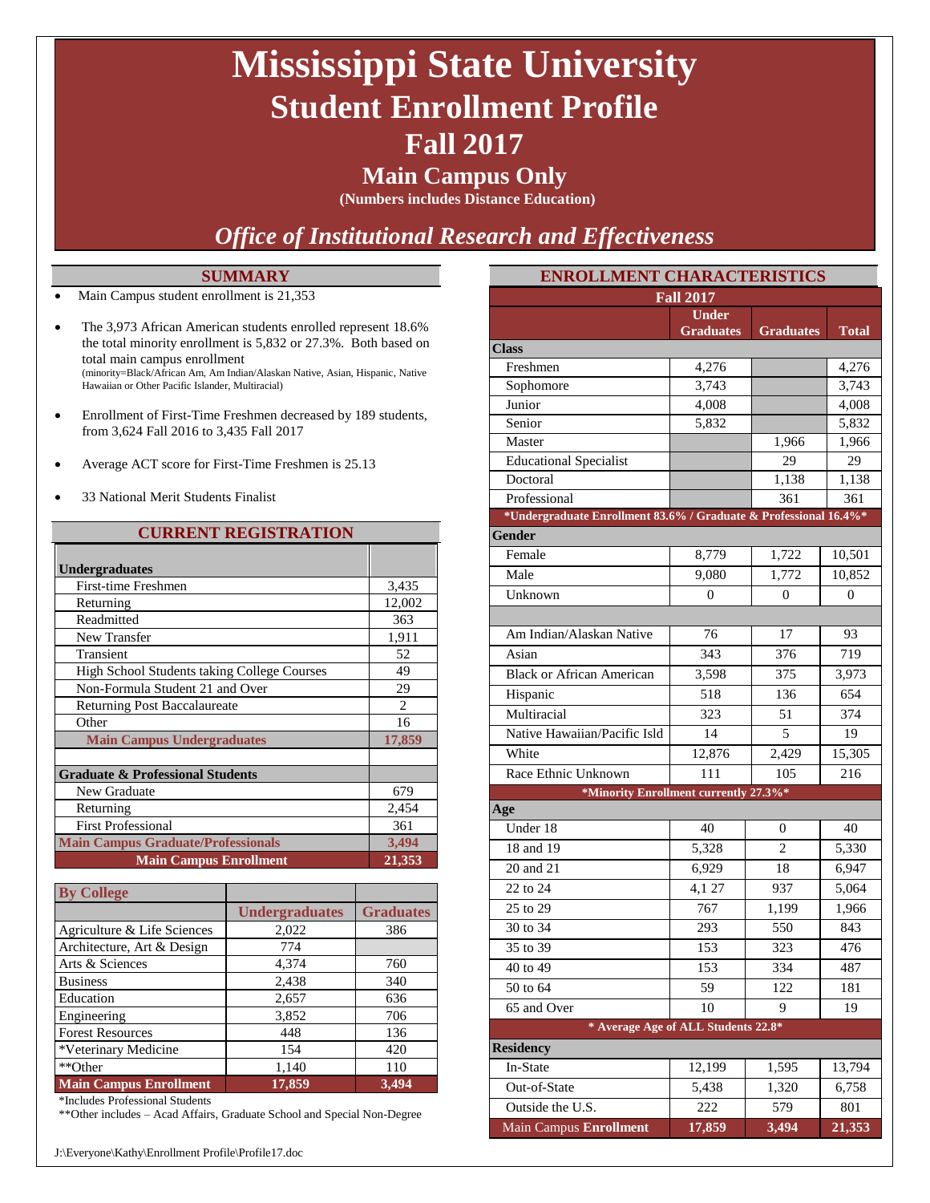# Mississippi State University

## Student Enrollment Profile

## Fall 2017

### Main Campus Only

**(Numbers includes Distance Education)**

## *Office of Institutional Research and Effectiveness*

### SUMMARY

- Main Campus student enrollment is 21,353
- The 3,973 African American students enrolled represent 18.6% the total minority enrollment is 5,832 or 27.3%. Both based on total main campus enrollment
  (minority=Black/African Am, Am Indian/Alaskan Native, Asian, Hispanic, Native Hawaiian or Other Pacific Islander, Multiracial)
- Enrollment of First-Time Freshmen decreased by 189 students, from 3,624 Fall 2016 to 3,435 Fall 2017
- Average ACT score for First-Time Freshmen is 25.13
- 33 National Merit Students Finalist

### CURRENT REGISTRATION

| | |
|---|---|
| **Undergraduates** | |
| First-time Freshmen | 3,435 |
| Returning | 12,002 |
| Readmitted | 363 |
| New Transfer | 1,911 |
| Transient | 52 |
| High School Students taking College Courses | 49 |
| Non-Formula Student 21 and Over | 29 |
| Returning Post Baccalaureate | 2 |
| Other | 16 |
| **Main Campus Undergraduates** | **17,859** |
| | |
| **Graduate & Professional Students** | |
| New Graduate | 679 |
| Returning | 2,454 |
| First Professional | 361 |
| **Main Campus Graduate/Professionals** | **3,494** |
| **Main Campus Enrollment** | **21,353** |

| By College | Undergraduates | Graduates |
|---|---|---|
| Agriculture & Life Sciences | 2,022 | 386 |
| Architecture, Art & Design | 774 | |
| Arts & Sciences | 4,374 | 760 |
| Business | 2,438 | 340 |
| Education | 2,657 | 636 |
| Engineering | 3,852 | 706 |
| Forest Resources | 448 | 136 |
| *Veterinary Medicine | 154 | 420 |
| **Other | 1,140 | 110 |
| **Main Campus Enrollment** | **17,859** | **3,494** |

*Includes Professional Students

**Other includes – Acad Affairs, Graduate School and Special Non-Degree

### ENROLLMENT CHARACTERISTICS

| Fall 2017 | Under Graduates | Graduates | Total |
|---|---|---|---|
| **Class** | | | |
| Freshmen | 4,276 | | 4,276 |
| Sophomore | 3,743 | | 3,743 |
| Junior | 4,008 | | 4,008 |
| Senior | 5,832 | | 5,832 |
| Master | | 1,966 | 1,966 |
| Educational Specialist | | 29 | 29 |
| Doctoral | | 1,138 | 1,138 |
| Professional | | 361 | 361 |
| ***Undergraduate Enrollment 83.6% / Graduate & Professional 16.4%*** | | | |
| **Gender** | | | |
| Female | 8,779 | 1,722 | 10,501 |
| Male | 9,080 | 1,772 | 10,852 |
| Unknown | 0 | 0 | 0 |
| | | | |
| Am Indian/Alaskan Native | 76 | 17 | 93 |
| Asian | 343 | 376 | 719 |
| Black or African American | 3,598 | 375 | 3,973 |
| Hispanic | 518 | 136 | 654 |
| Multiracial | 323 | 51 | 374 |
| Native Hawaiian/Pacific Isld | 14 | 5 | 19 |
| White | 12,876 | 2,429 | 15,305 |
| Race Ethnic Unknown | 111 | 105 | 216 |
| ***Minority Enrollment currently 27.3%*** | | | |
| **Age** | | | |
| Under 18 | 40 | 0 | 40 |
| 18 and 19 | 5,328 | 2 | 5,330 |
| 20 and 21 | 6,929 | 18 | 6,947 |
| 22 to 24 | 4,1 27 | 937 | 5,064 |
| 25 to 29 | 767 | 1,199 | 1,966 |
| 30 to 34 | 293 | 550 | 843 |
| 35 to 39 | 153 | 323 | 476 |
| 40 to 49 | 153 | 334 | 487 |
| 50 to 64 | 59 | 122 | 181 |
| 65 and Over | 10 | 9 | 19 |
| *** Average Age of ALL Students 22.8*** | | | |
| **Residency** | | | |
| In-State | 12,199 | 1,595 | 13,794 |
| Out-of-State | 5,438 | 1,320 | 6,758 |
| Outside the U.S. | 222 | 579 | 801 |
| Main Campus **Enrollment** | **17,859** | **3,494** | **21,353** |

J:\Everyone\Kathy\Enrollment Profile\Profile17.doc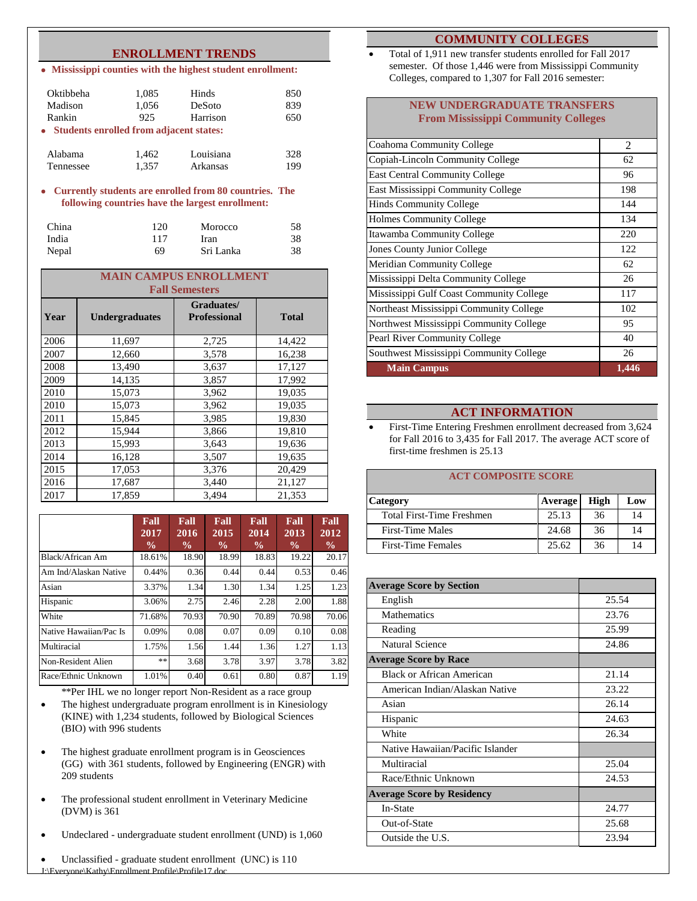## ENROLLMENT TRENDS

- **Mississippi counties with the highest student enrollment:**

| | | | |
|---|---|---|---|
| Oktibbeha | 1,085 | Hinds | 850 |
| Madison | 1,056 | DeSoto | 839 |
| Rankin | 925 | Harrison | 650 |

- **Students enrolled from adjacent states:**

| | | | |
|---|---|---|---|
| Alabama | 1,462 | Louisiana | 328 |
| Tennessee | 1,357 | Arkansas | 199 |

- **Currently students are enrolled from 80 countries. The following countries have the largest enrollment:**

| | | | |
|---|---|---|---|
| China | 120 | Morocco | 58 |
| India | 117 | Iran | 38 |
| Nepal | 69 | Sri Lanka | 38 |

**MAIN CAMPUS ENROLLMENT**
**Fall Semesters**

| Year | Undergraduates | Graduates/ Professional | Total |
|---|---|---|---|
| 2006 | 11,697 | 2,725 | 14,422 |
| 2007 | 12,660 | 3,578 | 16,238 |
| 2008 | 13,490 | 3,637 | 17,127 |
| 2009 | 14,135 | 3,857 | 17,992 |
| 2010 | 15,073 | 3,962 | 19,035 |
| 2010 | 15,073 | 3,962 | 19,035 |
| 2011 | 15,845 | 3,985 | 19,830 |
| 2012 | 15,944 | 3,866 | 19,810 |
| 2013 | 15,993 | 3,643 | 19,636 |
| 2014 | 16,128 | 3,507 | 19,635 |
| 2015 | 17,053 | 3,376 | 20,429 |
| 2016 | 17,687 | 3,440 | 21,127 |
| 2017 | 17,859 | 3,494 | 21,353 |

| | Fall 2017 % | Fall 2016 % | Fall 2015 % | Fall 2014 % | Fall 2013 % | Fall 2012 % |
|---|---|---|---|---|---|---|
| Black/African Am | 18.61% | 18.90 | 18.99 | 18.83 | 19.22 | 20.17 |
| Am Ind/Alaskan Native | 0.44% | 0.36 | 0.44 | 0.44 | 0.53 | 0.46 |
| Asian | 3.37% | 1.34 | 1.30 | 1.34 | 1.25 | 1.23 |
| Hispanic | 3.06% | 2.75 | 2.46 | 2.28 | 2.00 | 1.88 |
| White | 71.68% | 70.93 | 70.90 | 70.89 | 70.98 | 70.06 |
| Native Hawaiian/Pac Is | 0.09% | 0.08 | 0.07 | 0.09 | 0.10 | 0.08 |
| Multiracial | 1.75% | 1.56 | 1.44 | 1.36 | 1.27 | 1.13 |
| Non-Resident Alien | ** | 3.68 | 3.78 | 3.97 | 3.78 | 3.82 |
| Race/Ethnic Unknown | 1.01% | 0.40 | 0.61 | 0.80 | 0.87 | 1.19 |

**Per IHL we no longer report Non-Resident as a race group

- The highest undergraduate program enrollment is in Kinesiology (KINE) with 1,234 students, followed by Biological Sciences (BIO) with 996 students
- The highest graduate enrollment program is in Geosciences (GG) with 361 students, followed by Engineering (ENGR) with 209 students
- The professional student enrollment in Veterinary Medicine (DVM) is 361
- Undeclared - undergraduate student enrollment (UND) is 1,060
- Unclassified - graduate student enrollment (UNC) is 110

## COMMUNITY COLLEGES

- Total of 1,911 new transfer students enrolled for Fall 2017 semester. Of those 1,446 were from Mississippi Community Colleges, compared to 1,307 for Fall 2016 semester:

**NEW UNDERGRADUATE TRANSFERS**
**From Mississippi Community Colleges**

| College | Count |
|---|---|
| Coahoma Community College | 2 |
| Copiah-Lincoln Community College | 62 |
| East Central Community College | 96 |
| East Mississippi Community College | 198 |
| Hinds Community College | 144 |
| Holmes Community College | 134 |
| Itawamba Community College | 220 |
| Jones County Junior College | 122 |
| Meridian Community College | 62 |
| Mississippi Delta Community College | 26 |
| Mississippi Gulf Coast Community College | 117 |
| Northeast Mississippi Community College | 102 |
| Northwest Mississippi Community College | 95 |
| Pearl River Community College | 40 |
| Southwest Mississippi Community College | 26 |
| **Main Campus** | **1,446** |

## ACT INFORMATION

- First-Time Entering Freshmen enrollment decreased from 3,624 for Fall 2016 to 3,435 for Fall 2017. The average ACT score of first-time freshmen is 25.13

**ACT COMPOSITE SCORE**

| Category | Average | High | Low |
|---|---|---|---|
| Total First-Time Freshmen | 25.13 | 36 | 14 |
| First-Time Males | 24.68 | 36 | 14 |
| First-Time Females | 25.62 | 36 | 14 |

| | |
|---|---|
| **Average Score by Section** | |
| English | 25.54 |
| Mathematics | 23.76 |
| Reading | 25.99 |
| Natural Science | 24.86 |
| **Average Score by Race** | |
| Black or African American | 21.14 |
| American Indian/Alaskan Native | 23.22 |
| Asian | 26.14 |
| Hispanic | 24.63 |
| White | 26.34 |
| Native Hawaiian/Pacific Islander | |
| Multiracial | 25.04 |
| Race/Ethnic Unknown | 24.53 |
| **Average Score by Residency** | |
| In-State | 24.77 |
| Out-of-State | 25.68 |
| Outside the U.S. | 23.94 |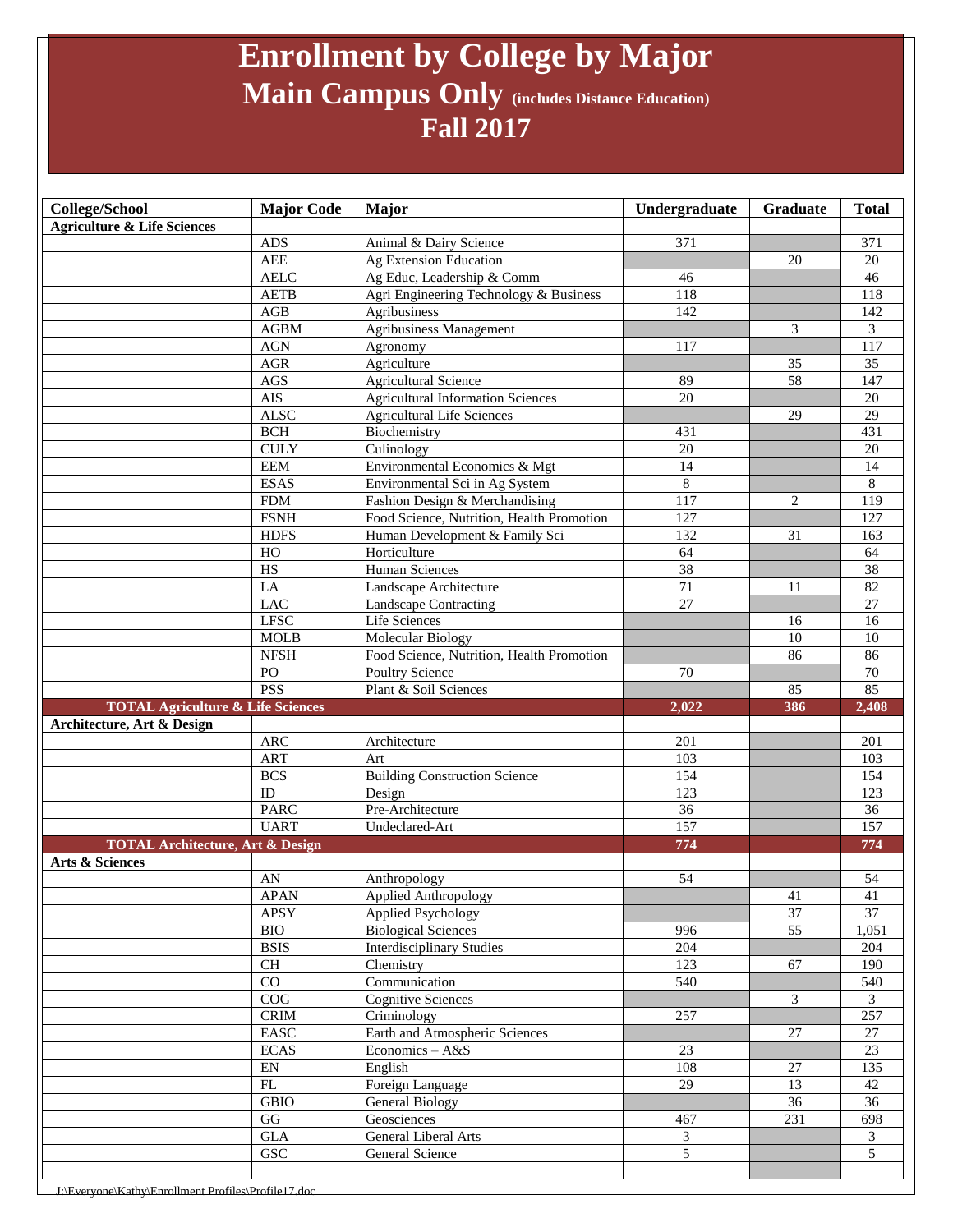# Enrollment by College by Major

## Main Campus Only (includes Distance Education)

## Fall 2017

| College/School | Major Code | Major | Undergraduate | Graduate | Total |
|---|---|---|---|---|---|
| **Agriculture & Life Sciences** | | | | | |
| | ADS | Animal & Dairy Science | 371 | | 371 |
| | AEE | Ag Extension Education | | 20 | 20 |
| | AELC | Ag Educ, Leadership & Comm | 46 | | 46 |
| | AETB | Agri Engineering Technology & Business | 118 | | 118 |
| | AGB | Agribusiness | 142 | | 142 |
| | AGBM | Agribusiness Management | | 3 | 3 |
| | AGN | Agronomy | 117 | | 117 |
| | AGR | Agriculture | | 35 | 35 |
| | AGS | Agricultural Science | 89 | 58 | 147 |
| | AIS | Agricultural Information Sciences | 20 | | 20 |
| | ALSC | Agricultural Life Sciences | | 29 | 29 |
| | BCH | Biochemistry | 431 | | 431 |
| | CULY | Culinology | 20 | | 20 |
| | EEM | Environmental Economics & Mgt | 14 | | 14 |
| | ESAS | Environmental Sci in Ag System | 8 | | 8 |
| | FDM | Fashion Design & Merchandising | 117 | 2 | 119 |
| | FSNH | Food Science, Nutrition, Health Promotion | 127 | | 127 |
| | HDFS | Human Development & Family Sci | 132 | 31 | 163 |
| | HO | Horticulture | 64 | | 64 |
| | HS | Human Sciences | 38 | | 38 |
| | LA | Landscape Architecture | 71 | 11 | 82 |
| | LAC | Landscape Contracting | 27 | | 27 |
| | LFSC | Life Sciences | | 16 | 16 |
| | MOLB | Molecular Biology | | 10 | 10 |
| | NFSH | Food Science, Nutrition, Health Promotion | | 86 | 86 |
| | PO | Poultry Science | 70 | | 70 |
| | PSS | Plant & Soil Sciences | | 85 | 85 |
| **TOTAL Agriculture & Life Sciences** | | | **2,022** | **386** | **2,408** |
| **Architecture, Art & Design** | | | | | |
| | ARC | Architecture | 201 | | 201 |
| | ART | Art | 103 | | 103 |
| | BCS | Building Construction Science | 154 | | 154 |
| | ID | Design | 123 | | 123 |
| | PARC | Pre-Architecture | 36 | | 36 |
| | UART | Undeclared-Art | 157 | | 157 |
| **TOTAL Architecture, Art & Design** | | | **774** | | **774** |
| **Arts & Sciences** | | | | | |
| | AN | Anthropology | 54 | | 54 |
| | APAN | Applied Anthropology | | 41 | 41 |
| | APSY | Applied Psychology | | 37 | 37 |
| | BIO | Biological Sciences | 996 | 55 | 1,051 |
| | BSIS | Interdisciplinary Studies | 204 | | 204 |
| | CH | Chemistry | 123 | 67 | 190 |
| | CO | Communication | 540 | | 540 |
| | COG | Cognitive Sciences | | 3 | 3 |
| | CRIM | Criminology | 257 | | 257 |
| | EASC | Earth and Atmospheric Sciences | | 27 | 27 |
| | ECAS | Economics – A&S | 23 | | 23 |
| | EN | English | 108 | 27 | 135 |
| | FL | Foreign Language | 29 | 13 | 42 |
| | GBIO | General Biology | | 36 | 36 |
| | GG | Geosciences | 467 | 231 | 698 |
| | GLA | General Liberal Arts | 3 | | 3 |
| | GSC | General Science | 5 | | 5 |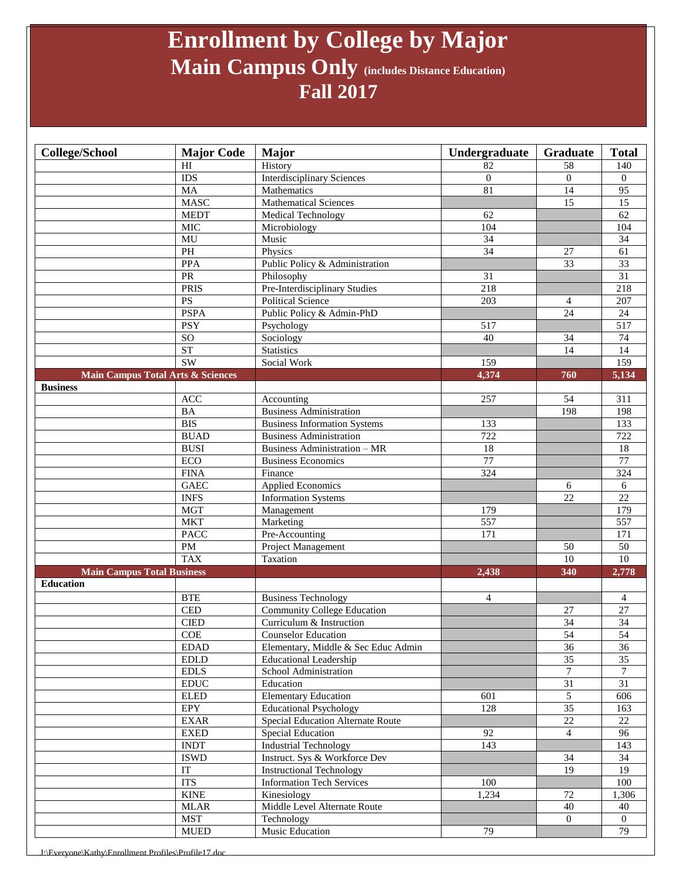# Enrollment by College by Major

## Main Campus Only (includes Distance Education)

## Fall 2017

| College/School | Major Code | Major | Undergraduate | Graduate | Total |
|---|---|---|---|---|---|
| | HI | History | 82 | 58 | 140 |
| | IDS | Interdisciplinary Sciences | 0 | 0 | 0 |
| | MA | Mathematics | 81 | 14 | 95 |
| | MASC | Mathematical Sciences | | 15 | 15 |
| | MEDT | Medical Technology | 62 | | 62 |
| | MIC | Microbiology | 104 | | 104 |
| | MU | Music | 34 | | 34 |
| | PH | Physics | 34 | 27 | 61 |
| | PPA | Public Policy & Administration | | 33 | 33 |
| | PR | Philosophy | 31 | | 31 |
| | PRIS | Pre-Interdisciplinary Studies | 218 | | 218 |
| | PS | Political Science | 203 | 4 | 207 |
| | PSPA | Public Policy & Admin-PhD | | 24 | 24 |
| | PSY | Psychology | 517 | | 517 |
| | SO | Sociology | 40 | 34 | 74 |
| | ST | Statistics | | 14 | 14 |
| | SW | Social Work | 159 | | 159 |
| **Main Campus Total Arts & Sciences** | | | **4,374** | **760** | **5,134** |
| **Business** | | | | | |
| | ACC | Accounting | 257 | 54 | 311 |
| | BA | Business Administration | | 198 | 198 |
| | BIS | Business Information Systems | 133 | | 133 |
| | BUAD | Business Administration | 722 | | 722 |
| | BUSI | Business Administration – MR | 18 | | 18 |
| | ECO | Business Economics | 77 | | 77 |
| | FINA | Finance | 324 | | 324 |
| | GAEC | Applied Economics | | 6 | 6 |
| | INFS | Information Systems | | 22 | 22 |
| | MGT | Management | 179 | | 179 |
| | MKT | Marketing | 557 | | 557 |
| | PACC | Pre-Accounting | 171 | | 171 |
| | PM | Project Management | | 50 | 50 |
| | TAX | Taxation | | 10 | 10 |
| **Main Campus Total Business** | | | **2,438** | **340** | **2,778** |
| **Education** | | | | | |
| | BTE | Business Technology | 4 | | 4 |
| | CED | Community College Education | | 27 | 27 |
| | CIED | Curriculum & Instruction | | 34 | 34 |
| | COE | Counselor Education | | 54 | 54 |
| | EDAD | Elementary, Middle & Sec Educ Admin | | 36 | 36 |
| | EDLD | Educational Leadership | | 35 | 35 |
| | EDLS | School Administration | | 7 | 7 |
| | EDUC | Education | | 31 | 31 |
| | ELED | Elementary Education | 601 | 5 | 606 |
| | EPY | Educational Psychology | 128 | 35 | 163 |
| | EXAR | Special Education Alternate Route | | 22 | 22 |
| | EXED | Special Education | 92 | 4 | 96 |
| | INDT | Industrial Technology | 143 | | 143 |
| | ISWD | Instruct. Sys & Workforce Dev | | 34 | 34 |
| | IT | Instructional Technology | | 19 | 19 |
| | ITS | Information Tech Services | 100 | | 100 |
| | KINE | Kinesiology | 1,234 | 72 | 1,306 |
| | MLAR | Middle Level Alternate Route | | 40 | 40 |
| | MST | Technology | | 0 | 0 |
| | MUED | Music Education | 79 | | 79 |

I:\Everyone\Kathy\Enrollment Profiles\Profile17.doc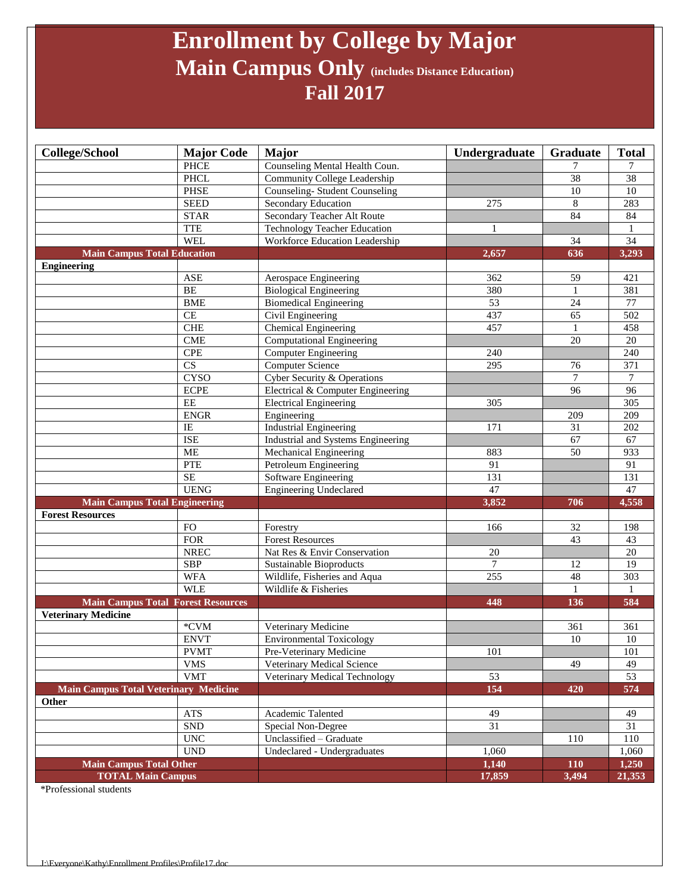# Enrollment by College by Major

## Main Campus Only (includes Distance Education)

## Fall 2017

| College/School | Major Code | Major | Undergraduate | Graduate | Total |
|---|---|---|---|---|---|
| | PHCE | Counseling Mental Health Coun. | | 7 | 7 |
| | PHCL | Community College Leadership | | 38 | 38 |
| | PHSE | Counseling- Student Counseling | | 10 | 10 |
| | SEED | Secondary Education | 275 | 8 | 283 |
| | STAR | Secondary Teacher Alt Route | | 84 | 84 |
| | TTE | Technology Teacher Education | 1 | | 1 |
| | WEL | Workforce Education Leadership | | 34 | 34 |
| **Main Campus Total Education** | | | **2,657** | **636** | **3,293** |
| **Engineering** | | | | | |
| | ASE | Aerospace Engineering | 362 | 59 | 421 |
| | BE | Biological Engineering | 380 | 1 | 381 |
| | BME | Biomedical Engineering | 53 | 24 | 77 |
| | CE | Civil Engineering | 437 | 65 | 502 |
| | CHE | Chemical Engineering | 457 | 1 | 458 |
| | CME | Computational Engineering | | 20 | 20 |
| | CPE | Computer Engineering | 240 | | 240 |
| | CS | Computer Science | 295 | 76 | 371 |
| | CYSO | Cyber Security & Operations | | 7 | 7 |
| | ECPE | Electrical & Computer Engineering | | 96 | 96 |
| | EE | Electrical Engineering | 305 | | 305 |
| | ENGR | Engineering | | 209 | 209 |
| | IE | Industrial Engineering | 171 | 31 | 202 |
| | ISE | Industrial and Systems Engineering | | 67 | 67 |
| | ME | Mechanical Engineering | 883 | 50 | 933 |
| | PTE | Petroleum Engineering | 91 | | 91 |
| | SE | Software Engineering | 131 | | 131 |
| | UENG | Engineering Undeclared | 47 | | 47 |
| **Main Campus Total Engineering** | | | **3,852** | **706** | **4,558** |
| **Forest Resources** | | | | | |
| | FO | Forestry | 166 | 32 | 198 |
| | FOR | Forest Resources | | 43 | 43 |
| | NREC | Nat Res & Envir Conservation | 20 | | 20 |
| | SBP | Sustainable Bioproducts | 7 | 12 | 19 |
| | WFA | Wildlife, Fisheries and Aqua | 255 | 48 | 303 |
| | WLE | Wildlife & Fisheries | | 1 | 1 |
| **Main Campus Total Forest Resources** | | | **448** | **136** | **584** |
| **Veterinary Medicine** | | | | | |
| | *CVM | Veterinary Medicine | | 361 | 361 |
| | ENVT | Environmental Toxicology | | 10 | 10 |
| | PVMT | Pre-Veterinary Medicine | 101 | | 101 |
| | VMS | Veterinary Medical Science | | 49 | 49 |
| | VMT | Veterinary Medical Technology | 53 | | 53 |
| **Main Campus Total Veterinary Medicine** | | | **154** | **420** | **574** |
| **Other** | | | | | |
| | ATS | Academic Talented | 49 | | 49 |
| | SND | Special Non-Degree | 31 | | 31 |
| | UNC | Unclassified – Graduate | | 110 | 110 |
| | UND | Undeclared - Undergraduates | 1,060 | | 1,060 |
| **Main Campus Total Other** | | | **1,140** | **110** | **1,250** |
| **TOTAL Main Campus** | | | **17,859** | **3,494** | **21,353** |

*Professional students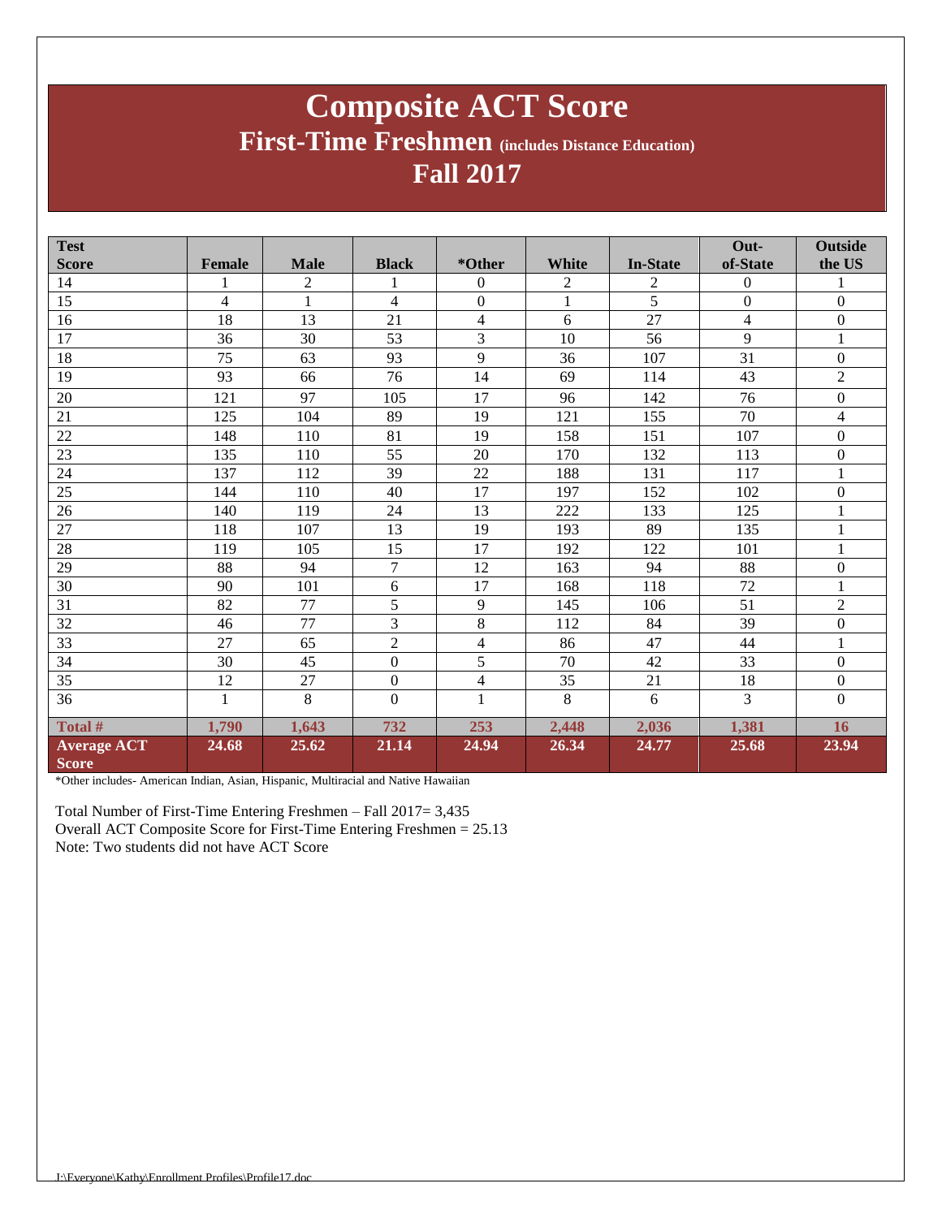# Composite ACT Score

## First-Time Freshmen (includes Distance Education)

## Fall 2017

| Test Score | Female | Male | Black | *Other | White | In-State | Out-of-State | Outside the US |
|---|---|---|---|---|---|---|---|---|
| 14 | 1 | 2 | 1 | 0 | 2 | 2 | 0 | 1 |
| 15 | 4 | 1 | 4 | 0 | 1 | 5 | 0 | 0 |
| 16 | 18 | 13 | 21 | 4 | 6 | 27 | 4 | 0 |
| 17 | 36 | 30 | 53 | 3 | 10 | 56 | 9 | 1 |
| 18 | 75 | 63 | 93 | 9 | 36 | 107 | 31 | 0 |
| 19 | 93 | 66 | 76 | 14 | 69 | 114 | 43 | 2 |
| 20 | 121 | 97 | 105 | 17 | 96 | 142 | 76 | 0 |
| 21 | 125 | 104 | 89 | 19 | 121 | 155 | 70 | 4 |
| 22 | 148 | 110 | 81 | 19 | 158 | 151 | 107 | 0 |
| 23 | 135 | 110 | 55 | 20 | 170 | 132 | 113 | 0 |
| 24 | 137 | 112 | 39 | 22 | 188 | 131 | 117 | 1 |
| 25 | 144 | 110 | 40 | 17 | 197 | 152 | 102 | 0 |
| 26 | 140 | 119 | 24 | 13 | 222 | 133 | 125 | 1 |
| 27 | 118 | 107 | 13 | 19 | 193 | 89 | 135 | 1 |
| 28 | 119 | 105 | 15 | 17 | 192 | 122 | 101 | 1 |
| 29 | 88 | 94 | 7 | 12 | 163 | 94 | 88 | 0 |
| 30 | 90 | 101 | 6 | 17 | 168 | 118 | 72 | 1 |
| 31 | 82 | 77 | 5 | 9 | 145 | 106 | 51 | 2 |
| 32 | 46 | 77 | 3 | 8 | 112 | 84 | 39 | 0 |
| 33 | 27 | 65 | 2 | 4 | 86 | 47 | 44 | 1 |
| 34 | 30 | 45 | 0 | 5 | 70 | 42 | 33 | 0 |
| 35 | 12 | 27 | 0 | 4 | 35 | 21 | 18 | 0 |
| 36 | 1 | 8 | 0 | 1 | 8 | 6 | 3 | 0 |
| **Total #** | **1,790** | **1,643** | **732** | **253** | **2,448** | **2,036** | **1,381** | **16** |
| **Average ACT Score** | **24.68** | **25.62** | **21.14** | **24.94** | **26.34** | **24.77** | **25.68** | **23.94** |

*Other includes- American Indian, Asian, Hispanic, Multiracial and Native Hawaiian

Total Number of First-Time Entering Freshmen – Fall 2017= 3,435
Overall ACT Composite Score for First-Time Entering Freshmen = 25.13
Note: Two students did not have ACT Score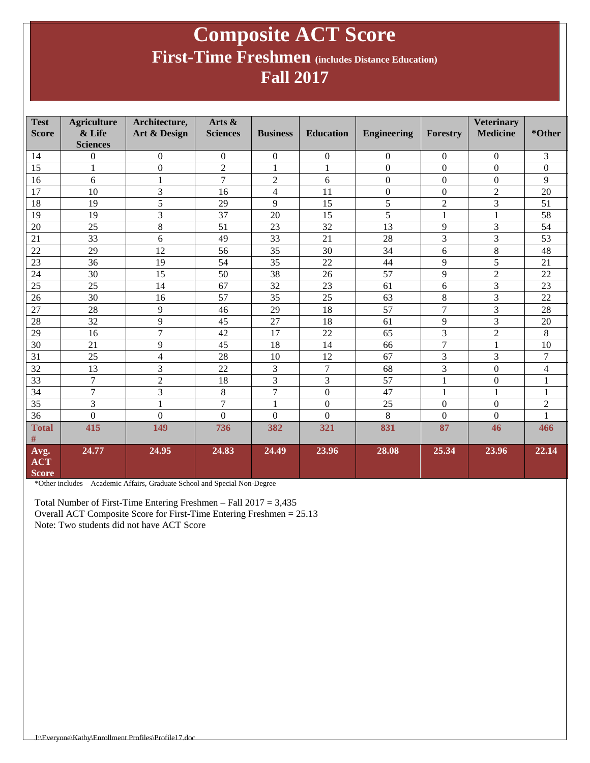# Composite ACT Score

## First-Time Freshmen (includes Distance Education)

## Fall 2017

| Test Score | Agriculture & Life Sciences | Architecture, Art & Design | Arts & Sciences | Business | Education | Engineering | Forestry | Veterinary Medicine | *Other |
|---|---|---|---|---|---|---|---|---|---|
| 14 | 0 | 0 | 0 | 0 | 0 | 0 | 0 | 0 | 3 |
| 15 | 1 | 0 | 2 | 1 | 1 | 0 | 0 | 0 | 0 |
| 16 | 6 | 1 | 7 | 2 | 6 | 0 | 0 | 0 | 9 |
| 17 | 10 | 3 | 16 | 4 | 11 | 0 | 0 | 2 | 20 |
| 18 | 19 | 5 | 29 | 9 | 15 | 5 | 2 | 3 | 51 |
| 19 | 19 | 3 | 37 | 20 | 15 | 5 | 1 | 1 | 58 |
| 20 | 25 | 8 | 51 | 23 | 32 | 13 | 9 | 3 | 54 |
| 21 | 33 | 6 | 49 | 33 | 21 | 28 | 3 | 3 | 53 |
| 22 | 29 | 12 | 56 | 35 | 30 | 34 | 6 | 8 | 48 |
| 23 | 36 | 19 | 54 | 35 | 22 | 44 | 9 | 5 | 21 |
| 24 | 30 | 15 | 50 | 38 | 26 | 57 | 9 | 2 | 22 |
| 25 | 25 | 14 | 67 | 32 | 23 | 61 | 6 | 3 | 23 |
| 26 | 30 | 16 | 57 | 35 | 25 | 63 | 8 | 3 | 22 |
| 27 | 28 | 9 | 46 | 29 | 18 | 57 | 7 | 3 | 28 |
| 28 | 32 | 9 | 45 | 27 | 18 | 61 | 9 | 3 | 20 |
| 29 | 16 | 7 | 42 | 17 | 22 | 65 | 3 | 2 | 8 |
| 30 | 21 | 9 | 45 | 18 | 14 | 66 | 7 | 1 | 10 |
| 31 | 25 | 4 | 28 | 10 | 12 | 67 | 3 | 3 | 7 |
| 32 | 13 | 3 | 22 | 3 | 7 | 68 | 3 | 0 | 4 |
| 33 | 7 | 2 | 18 | 3 | 3 | 57 | 1 | 0 | 1 |
| 34 | 7 | 3 | 8 | 7 | 0 | 47 | 1 | 1 | 1 |
| 35 | 3 | 1 | 7 | 1 | 0 | 25 | 0 | 0 | 2 |
| 36 | 0 | 0 | 0 | 0 | 0 | 8 | 0 | 0 | 1 |
| **Total #** | **415** | **149** | **736** | **382** | **321** | **831** | **87** | **46** | **466** |
| **Avg. ACT Score** | **24.77** | **24.95** | **24.83** | **24.49** | **23.96** | **28.08** | **25.34** | **23.96** | **22.14** |

*Other includes – Academic Affairs, Graduate School and Special Non-Degree

Total Number of First-Time Entering Freshmen – Fall 2017 = 3,435
Overall ACT Composite Score for First-Time Entering Freshmen = 25.13
Note: Two students did not have ACT Score

J:\Everyone\Kathy\Enrollment Profiles\Profile17.doc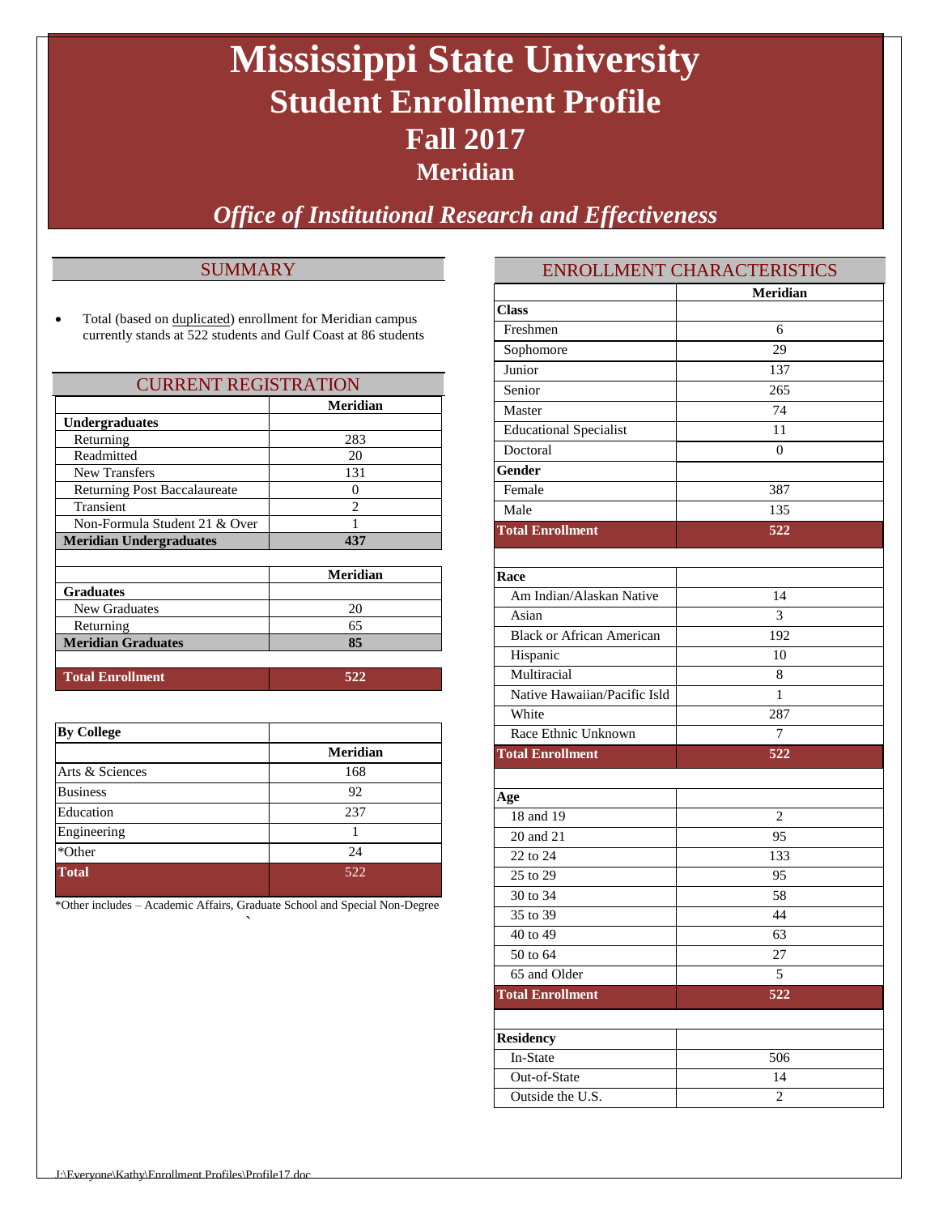# Mississippi State University
# Student Enrollment Profile
# Fall 2017
## Meridian

*Office of Institutional Research and Effectiveness*

## SUMMARY

- Total (based on duplicated) enrollment for Meridian campus currently stands at 522 students and Gulf Coast at 86 students

## CURRENT REGISTRATION

| | Meridian |
|---|---|
| **Undergraduates** | |
| Returning | 283 |
| Readmitted | 20 |
| New Transfers | 131 |
| Returning Post Baccalaureate | 0 |
| Transient | 2 |
| Non-Formula Student 21 & Over | 1 |
| **Meridian Undergraduates** | **437** |

| | Meridian |
|---|---|
| **Graduates** | |
| New Graduates | 20 |
| Returning | 65 |
| **Meridian Graduates** | **85** |
| **Total Enrollment** | **522** |

| By College | |
|---|---|
| | **Meridian** |
| Arts & Sciences | 168 |
| Business | 92 |
| Education | 237 |
| Engineering | 1 |
| *Other | 24 |
| **Total** | 522 |

*Other includes – Academic Affairs, Graduate School and Special Non-Degree

## ENROLLMENT CHARACTERISTICS

| | Meridian |
|---|---|
| **Class** | |
| Freshmen | 6 |
| Sophomore | 29 |
| Junior | 137 |
| Senior | 265 |
| Master | 74 |
| Educational Specialist | 11 |
| Doctoral | 0 |
| **Gender** | |
| Female | 387 |
| Male | 135 |
| **Total Enrollment** | **522** |

| | |
|---|---|
| **Race** | |
| Am Indian/Alaskan Native | 14 |
| Asian | 3 |
| Black or African American | 192 |
| Hispanic | 10 |
| Multiracial | 8 |
| Native Hawaiian/Pacific Isld | 1 |
| White | 287 |
| Race Ethnic Unknown | 7 |
| **Total Enrollment** | **522** |

| | |
|---|---|
| **Age** | |
| 18 and 19 | 2 |
| 20 and 21 | 95 |
| 22 to 24 | 133 |
| 25 to 29 | 95 |
| 30 to 34 | 58 |
| 35 to 39 | 44 |
| 40 to 49 | 63 |
| 50 to 64 | 27 |
| 65 and Older | 5 |
| **Total Enrollment** | **522** |

| | |
|---|---|
| **Residency** | |
| In-State | 506 |
| Out-of-State | 14 |
| Outside the U.S. | 2 |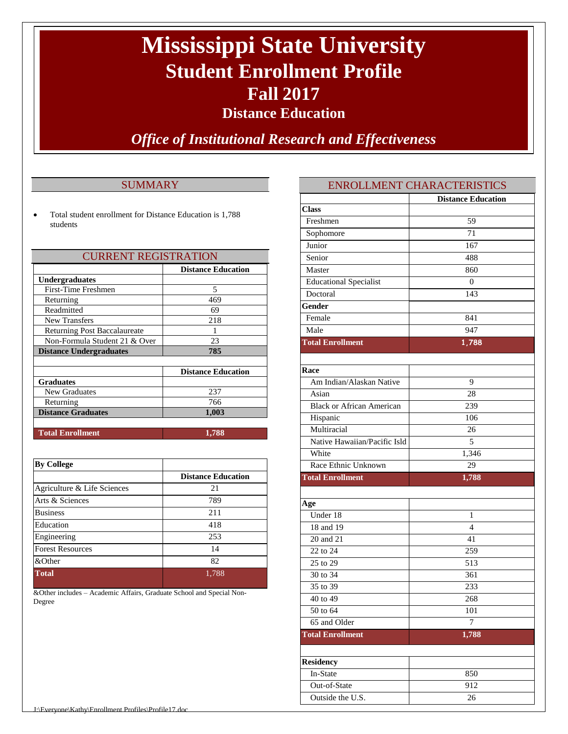# Mississippi State University
## Student Enrollment Profile
## Fall 2017
### Distance Education

*Office of Institutional Research and Effectiveness*

## SUMMARY

- Total student enrollment for Distance Education is 1,788 students

## CURRENT REGISTRATION

| | Distance Education |
|---|---|
| **Undergraduates** | |
| First-Time Freshmen | 5 |
| Returning | 469 |
| Readmitted | 69 |
| New Transfers | 218 |
| Returning Post Baccalaureate | 1 |
| Non-Formula Student 21 & Over | 23 |
| **Distance Undergraduates** | **785** |
| | |
| | **Distance Education** |
| **Graduates** | |
| New Graduates | 237 |
| Returning | 766 |
| **Distance Graduates** | **1,003** |
| | |
| **Total Enrollment** | **1,788** |

| By College | Distance Education |
|---|---|
| Agriculture & Life Sciences | 21 |
| Arts & Sciences | 789 |
| Business | 211 |
| Education | 418 |
| Engineering | 253 |
| Forest Resources | 14 |
| &Other | 82 |
| **Total** | 1,788 |

&Other includes – Academic Affairs, Graduate School and Special Non-Degree

## ENROLLMENT CHARACTERISTICS

| | Distance Education |
|---|---|
| **Class** | |
| Freshmen | 59 |
| Sophomore | 71 |
| Junior | 167 |
| Senior | 488 |
| Master | 860 |
| Educational Specialist | 0 |
| Doctoral | 143 |
| **Gender** | |
| Female | 841 |
| Male | 947 |
| **Total Enrollment** | **1,788** |
| | |
| **Race** | |
| Am Indian/Alaskan Native | 9 |
| Asian | 28 |
| Black or African American | 239 |
| Hispanic | 106 |
| Multiracial | 26 |
| Native Hawaiian/Pacific Isld | 5 |
| White | 1,346 |
| Race Ethnic Unknown | 29 |
| **Total Enrollment** | **1,788** |
| | |
| **Age** | |
| Under 18 | 1 |
| 18 and 19 | 4 |
| 20 and 21 | 41 |
| 22 to 24 | 259 |
| 25 to 29 | 513 |
| 30 to 34 | 361 |
| 35 to 39 | 233 |
| 40 to 49 | 268 |
| 50 to 64 | 101 |
| 65 and Older | 7 |
| **Total Enrollment** | **1,788** |
| | |
| **Residency** | |
| In-State | 850 |
| Out-of-State | 912 |
| Outside the U.S. | 26 |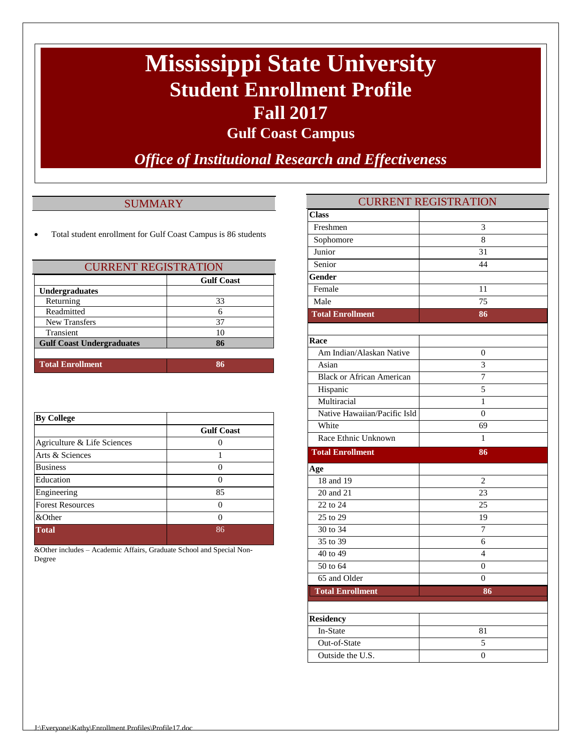# Mississippi State University
## Student Enrollment Profile
## Fall 2017
### Gulf Coast Campus

*Office of Institutional Research and Effectiveness*

## SUMMARY

- Total student enrollment for Gulf Coast Campus is 86 students

## CURRENT REGISTRATION

| | Gulf Coast |
|---|---|
| **Undergraduates** | |
| Returning | 33 |
| Readmitted | 6 |
| New Transfers | 37 |
| Transient | 10 |
| **Gulf Coast Undergraduates** | **86** |
| **Total Enrollment** | **86** |

| **By College** | |
|---|---|
| | **Gulf Coast** |
| Agriculture & Life Sciences | 0 |
| Arts & Sciences | 1 |
| Business | 0 |
| Education | 0 |
| Engineering | 85 |
| Forest Resources | 0 |
| &Other | 0 |
| **Total** | 86 |

&Other includes – Academic Affairs, Graduate School and Special Non-Degree

## CURRENT REGISTRATION

| | |
|---|---|
| **Class** | |
| Freshmen | 3 |
| Sophomore | 8 |
| Junior | 31 |
| Senior | 44 |
| **Gender** | |
| Female | 11 |
| Male | 75 |
| **Total Enrollment** | **86** |
| **Race** | |
| Am Indian/Alaskan Native | 0 |
| Asian | 3 |
| Black or African American | 7 |
| Hispanic | 5 |
| Multiracial | 1 |
| Native Hawaiian/Pacific Isld | 0 |
| White | 69 |
| Race Ethnic Unknown | 1 |
| **Total Enrollment** | **86** |
| **Age** | |
| 18 and 19 | 2 |
| 20 and 21 | 23 |
| 22 to 24 | 25 |
| 25 to 29 | 19 |
| 30 to 34 | 7 |
| 35 to 39 | 6 |
| 40 to 49 | 4 |
| 50 to 64 | 0 |
| 65 and Older | 0 |
| **Total Enrollment** | **86** |
| **Residency** | |
| In-State | 81 |
| Out-of-State | 5 |
| Outside the U.S. | 0 |